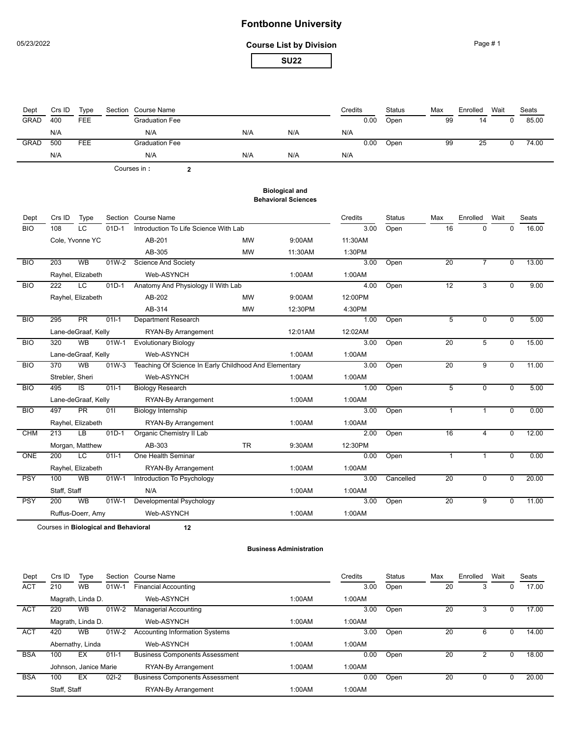# Fontbonne University

05/23/2022

## Course List by Division

**SU22**

| Dept | Crs ID | Type | Section | Course Name | | | Credits | Status | Max | Enrolled | Wait | Seats |
|---|---|---|---|---|---|---|---|---|---|---|---|---|
| GRAD | 400 | FEE | | Graduation Fee | | | 0.00 | Open | 99 | 14 | 0 | 85.00 |
| | N/A | | | N/A | N/A | N/A | N/A | | | | | |
| GRAD | 500 | FEE | | Graduation Fee | | | 0.00 | Open | 99 | 25 | 0 | 74.00 |
| | N/A | | | N/A | N/A | N/A | N/A | | | | | |

Courses in : **2**

### Biological and Behavioral Sciences

| Dept | Crs ID | Type | Section | Course Name | | | Credits | Status | Max | Enrolled | Wait | Seats |
|---|---|---|---|---|---|---|---|---|---|---|---|---|
| BIO | 108 | LC | 01D-1 | Introduction To Life Science With Lab | | | 3.00 | Open | 16 | 0 | 0 | 16.00 |
| | Cole, Yvonne YC | | | AB-201 | MW | 9:00AM | 11:30AM | | | | | |
| | | | | AB-305 | MW | 11:30AM | 1:30PM | | | | | |
| BIO | 203 | WB | 01W-2 | Science And Society | | | 3.00 | Open | 20 | 7 | 0 | 13.00 |
| | Rayhel, Elizabeth | | | Web-ASYNCH | | 1:00AM | 1:00AM | | | | | |
| BIO | 222 | LC | 01D-1 | Anatomy And Physiology II With Lab | | | 4.00 | Open | 12 | 3 | 0 | 9.00 |
| | Rayhel, Elizabeth | | | AB-202 | MW | 9:00AM | 12:00PM | | | | | |
| | | | | AB-314 | MW | 12:30PM | 4:30PM | | | | | |
| BIO | 295 | PR | 01I-1 | Department Research | | | 1.00 | Open | 5 | 0 | 0 | 5.00 |
| | Lane-deGraaf, Kelly | | | RYAN-By Arrangement | | 12:01AM | 12:02AM | | | | | |
| BIO | 320 | WB | 01W-1 | Evolutionary Biology | | | 3.00 | Open | 20 | 5 | 0 | 15.00 |
| | Lane-deGraaf, Kelly | | | Web-ASYNCH | | 1:00AM | 1:00AM | | | | | |
| BIO | 370 | WB | 01W-3 | Teaching Of Science In Early Childhood And Elementary | | | 3.00 | Open | 20 | 9 | 0 | 11.00 |
| | Strebler, Sheri | | | Web-ASYNCH | | 1:00AM | 1:00AM | | | | | |
| BIO | 495 | IS | 01I-1 | Biology Research | | | 1.00 | Open | 5 | 0 | 0 | 5.00 |
| | Lane-deGraaf, Kelly | | | RYAN-By Arrangement | | 1:00AM | 1:00AM | | | | | |
| BIO | 497 | PR | 01I | Biology Internship | | | 3.00 | Open | 1 | 1 | 0 | 0.00 |
| | Rayhel, Elizabeth | | | RYAN-By Arrangement | | 1:00AM | 1:00AM | | | | | |
| CHM | 213 | LB | 01D-1 | Organic Chemistry II Lab | | | 2.00 | Open | 16 | 4 | 0 | 12.00 |
| | Morgan, Matthew | | | AB-303 | TR | 9:30AM | 12:30PM | | | | | |
| ONE | 200 | LC | 01I-1 | One Health Seminar | | | 0.00 | Open | 1 | 1 | 0 | 0.00 |
| | Rayhel, Elizabeth | | | RYAN-By Arrangement | | 1:00AM | 1:00AM | | | | | |
| PSY | 100 | WB | 01W-1 | Introduction To Psychology | | | 3.00 | Cancelled | 20 | 0 | 0 | 20.00 |
| | Staff, Staff | | | N/A | | 1:00AM | 1:00AM | | | | | |
| PSY | 200 | WB | 01W-1 | Developmental Psychology | | | 3.00 | Open | 20 | 9 | 0 | 11.00 |
| | Ruffus-Doerr, Amy | | | Web-ASYNCH | | 1:00AM | 1:00AM | | | | | |

Courses in **Biological and Behavioral** **12**

### Business Administration

| Dept | Crs ID | Type | Section | Course Name | | Credits | Status | Max | Enrolled | Wait | Seats |
|---|---|---|---|---|---|---|---|---|---|---|---|
| ACT | 210 | WB | 01W-1 | Financial Accounting | | 3.00 | Open | 20 | 3 | 0 | 17.00 |
| | Magrath, Linda D. | | | Web-ASYNCH | 1:00AM | 1:00AM | | | | | |
| ACT | 220 | WB | 01W-2 | Managerial Accounting | | 3.00 | Open | 20 | 3 | 0 | 17.00 |
| | Magrath, Linda D. | | | Web-ASYNCH | 1:00AM | 1:00AM | | | | | |
| ACT | 420 | WB | 01W-2 | Accounting Information Systems | | 3.00 | Open | 20 | 6 | 0 | 14.00 |
| | Abernathy, Linda | | | Web-ASYNCH | 1:00AM | 1:00AM | | | | | |
| BSA | 100 | EX | 01I-1 | Business Components Assessment | | 0.00 | Open | 20 | 2 | 0 | 18.00 |
| | Johnson, Janice Marie | | | RYAN-By Arrangement | 1:00AM | 1:00AM | | | | | |
| BSA | 100 | EX | 02I-2 | Business Components Assessment | | 0.00 | Open | 20 | 0 | 0 | 20.00 |
| | Staff, Staff | | | RYAN-By Arrangement | 1:00AM | 1:00AM | | | | | |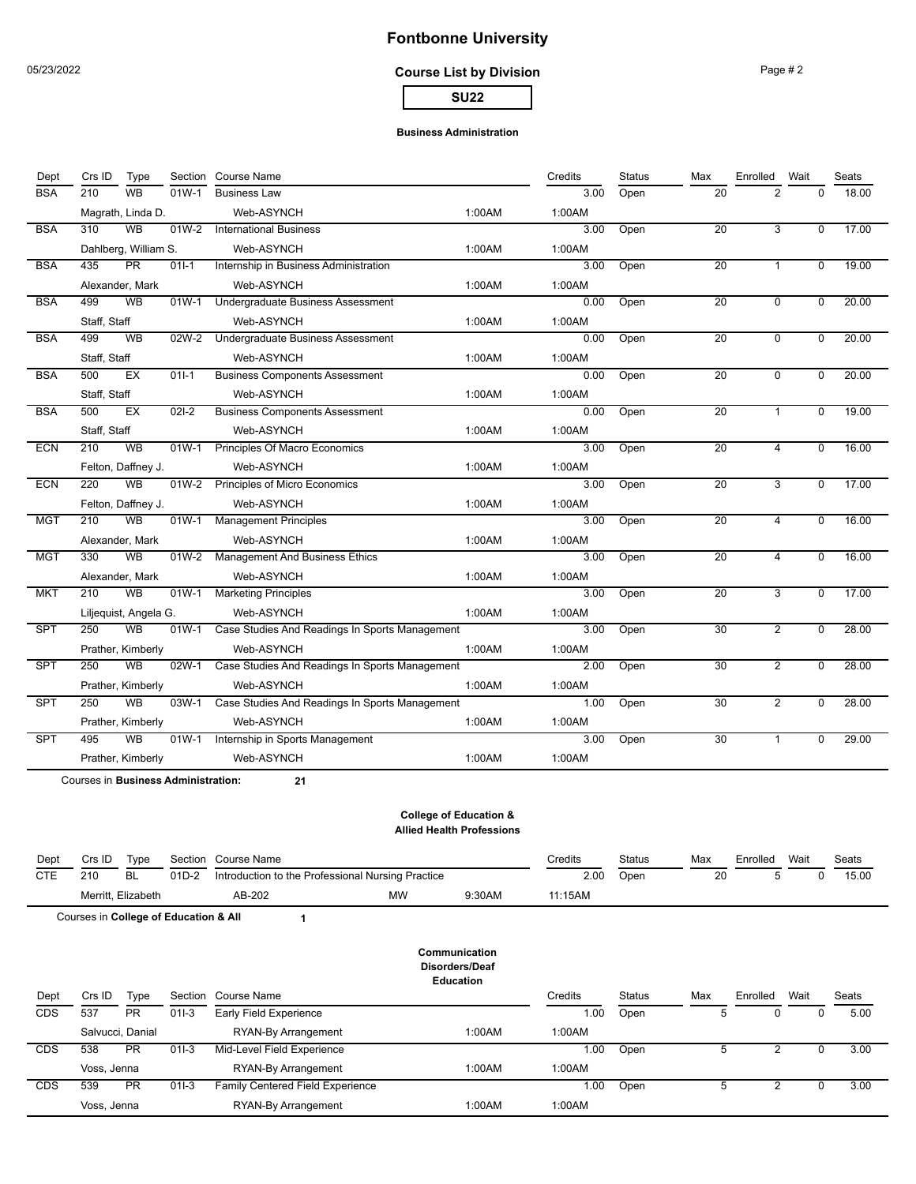# Fontbonne University

05/23/2022

**Course List by Division**

**SU22**

### Business Administration

| Dept | Crs ID | Type | Section | Course Name | | Credits | Status | Max | Enrolled | Wait | Seats |
|---|---|---|---|---|---|---|---|---|---|---|---|
| BSA | 210 | WB | 01W-1 | Business Law | | 3.00 | Open | 20 | 2 | 0 | 18.00 |
| | Magrath, Linda D. | | | Web-ASYNCH | 1:00AM | 1:00AM | | | | | |
| BSA | 310 | WB | 01W-2 | International Business | | 3.00 | Open | 20 | 3 | 0 | 17.00 |
| | Dahlberg, William S. | | | Web-ASYNCH | 1:00AM | 1:00AM | | | | | |
| BSA | 435 | PR | 01I-1 | Internship in Business Administration | | 3.00 | Open | 20 | 1 | 0 | 19.00 |
| | Alexander, Mark | | | Web-ASYNCH | 1:00AM | 1:00AM | | | | | |
| BSA | 499 | WB | 01W-1 | Undergraduate Business Assessment | | 0.00 | Open | 20 | 0 | 0 | 20.00 |
| | Staff, Staff | | | Web-ASYNCH | 1:00AM | 1:00AM | | | | | |
| BSA | 499 | WB | 02W-2 | Undergraduate Business Assessment | | 0.00 | Open | 20 | 0 | 0 | 20.00 |
| | Staff, Staff | | | Web-ASYNCH | 1:00AM | 1:00AM | | | | | |
| BSA | 500 | EX | 01I-1 | Business Components Assessment | | 0.00 | Open | 20 | 0 | 0 | 20.00 |
| | Staff, Staff | | | Web-ASYNCH | 1:00AM | 1:00AM | | | | | |
| BSA | 500 | EX | 02I-2 | Business Components Assessment | | 0.00 | Open | 20 | 1 | 0 | 19.00 |
| | Staff, Staff | | | Web-ASYNCH | 1:00AM | 1:00AM | | | | | |
| ECN | 210 | WB | 01W-1 | Principles Of Macro Economics | | 3.00 | Open | 20 | 4 | 0 | 16.00 |
| | Felton, Daffney J. | | | Web-ASYNCH | 1:00AM | 1:00AM | | | | | |
| ECN | 220 | WB | 01W-2 | Principles of Micro Economics | | 3.00 | Open | 20 | 3 | 0 | 17.00 |
| | Felton, Daffney J. | | | Web-ASYNCH | 1:00AM | 1:00AM | | | | | |
| MGT | 210 | WB | 01W-1 | Management Principles | | 3.00 | Open | 20 | 4 | 0 | 16.00 |
| | Alexander, Mark | | | Web-ASYNCH | 1:00AM | 1:00AM | | | | | |
| MGT | 330 | WB | 01W-2 | Management And Business Ethics | | 3.00 | Open | 20 | 4 | 0 | 16.00 |
| | Alexander, Mark | | | Web-ASYNCH | 1:00AM | 1:00AM | | | | | |
| MKT | 210 | WB | 01W-1 | Marketing Principles | | 3.00 | Open | 20 | 3 | 0 | 17.00 |
| | Liljequist, Angela G. | | | Web-ASYNCH | 1:00AM | 1:00AM | | | | | |
| SPT | 250 | WB | 01W-1 | Case Studies And Readings In Sports Management | | 3.00 | Open | 30 | 2 | 0 | 28.00 |
| | Prather, Kimberly | | | Web-ASYNCH | 1:00AM | 1:00AM | | | | | |
| SPT | 250 | WB | 02W-1 | Case Studies And Readings In Sports Management | | 2.00 | Open | 30 | 2 | 0 | 28.00 |
| | Prather, Kimberly | | | Web-ASYNCH | 1:00AM | 1:00AM | | | | | |
| SPT | 250 | WB | 03W-1 | Case Studies And Readings In Sports Management | | 1.00 | Open | 30 | 2 | 0 | 28.00 |
| | Prather, Kimberly | | | Web-ASYNCH | 1:00AM | 1:00AM | | | | | |
| SPT | 495 | WB | 01W-1 | Internship in Sports Management | | 3.00 | Open | 30 | 1 | 0 | 29.00 |
| | Prather, Kimberly | | | Web-ASYNCH | 1:00AM | 1:00AM | | | | | |

Courses in **Business Administration:** 21

### College of Education & Allied Health Professions

| Dept | Crs ID | Type | Section | Course Name | | | Credits | Status | Max | Enrolled | Wait | Seats |
|---|---|---|---|---|---|---|---|---|---|---|---|---|
| CTE | 210 | BL | 01D-2 | Introduction to the Professional Nursing Practice | | | 2.00 | Open | 20 | 5 | 0 | 15.00 |
| | Merritt, Elizabeth | | | AB-202 | MW | 9:30AM | 11:15AM | | | | | |

Courses in **College of Education & All** 1

### Communication Disorders/Deaf Education

| Dept | Crs ID | Type | Section | Course Name | | Credits | Status | Max | Enrolled | Wait | Seats |
|---|---|---|---|---|---|---|---|---|---|---|---|
| CDS | 537 | PR | 01I-3 | Early Field Experience | | 1.00 | Open | 5 | 0 | 0 | 5.00 |
| | Salvucci, Danial | | | RYAN-By Arrangement | 1:00AM | 1:00AM | | | | | |
| CDS | 538 | PR | 01I-3 | Mid-Level Field Experience | | 1.00 | Open | 5 | 2 | 0 | 3.00 |
| | Voss, Jenna | | | RYAN-By Arrangement | 1:00AM | 1:00AM | | | | | |
| CDS | 539 | PR | 01I-3 | Family Centered Field Experience | | 1.00 | Open | 5 | 2 | 0 | 3.00 |
| | Voss, Jenna | | | RYAN-By Arrangement | 1:00AM | 1:00AM | | | | | |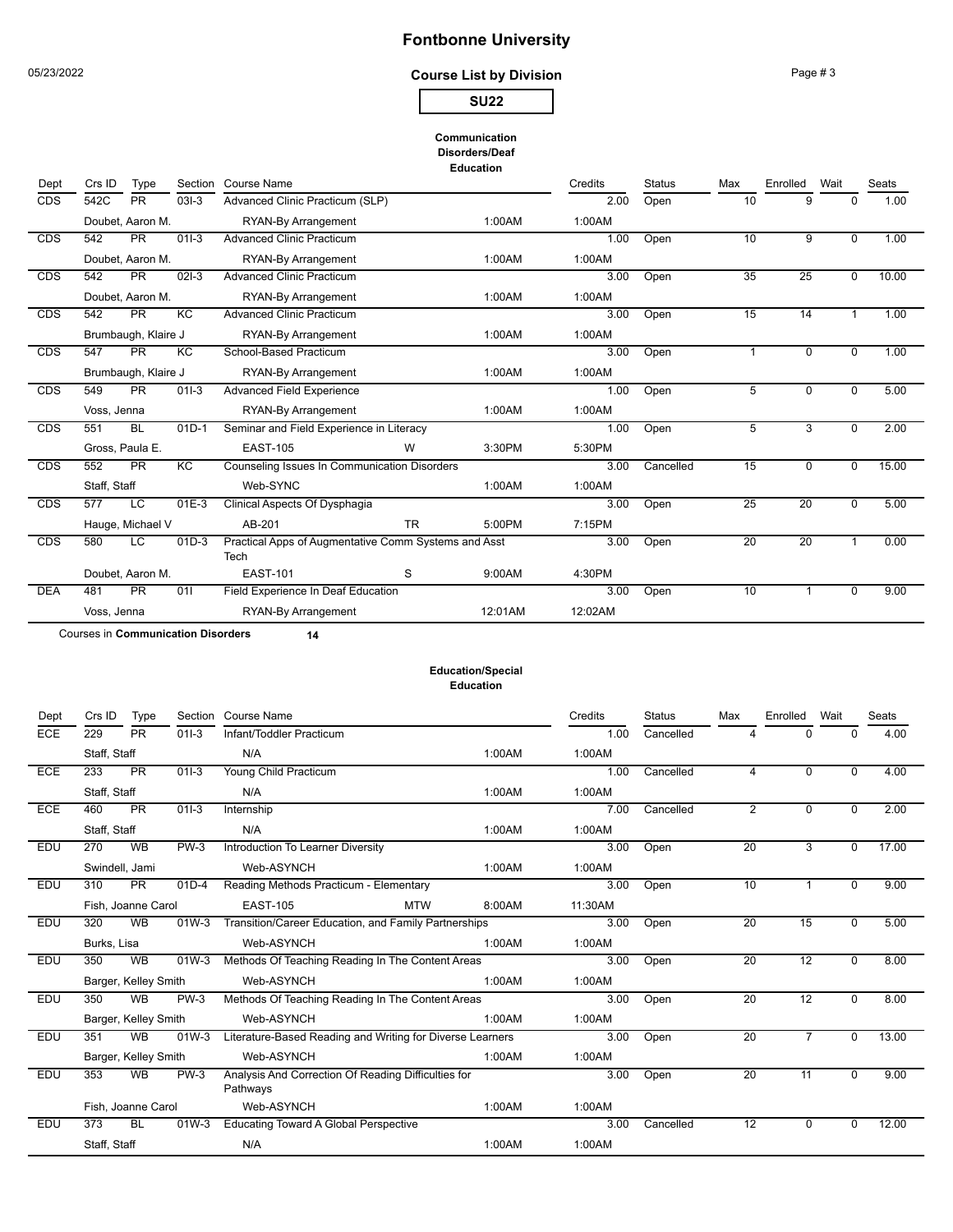# Fontbonne University

05/23/2022

**Course List by Division**

**SU22**

**Communication Disorders/Deaf Education**

| Dept | Crs ID | Type | Section | Course Name | | | Credits | Status | Max | Enrolled | Wait | Seats |
|---|---|---|---|---|---|---|---|---|---|---|---|---|
| CDS | 542C | PR | 03I-3 | Advanced Clinic Practicum (SLP) | | | 2.00 | Open | 10 | 9 | 0 | 1.00 |
| | Doubet, Aaron M. | | | RYAN-By Arrangement | | 1:00AM | 1:00AM | | | | | |
| CDS | 542 | PR | 01I-3 | Advanced Clinic Practicum | | | 1.00 | Open | 10 | 9 | 0 | 1.00 |
| | Doubet, Aaron M. | | | RYAN-By Arrangement | | 1:00AM | 1:00AM | | | | | |
| CDS | 542 | PR | 02I-3 | Advanced Clinic Practicum | | | 3.00 | Open | 35 | 25 | 0 | 10.00 |
| | Doubet, Aaron M. | | | RYAN-By Arrangement | | 1:00AM | 1:00AM | | | | | |
| CDS | 542 | PR | KC | Advanced Clinic Practicum | | | 3.00 | Open | 15 | 14 | 1 | 1.00 |
| | Brumbaugh, Klaire J | | | RYAN-By Arrangement | | 1:00AM | 1:00AM | | | | | |
| CDS | 547 | PR | KC | School-Based Practicum | | | 3.00 | Open | 1 | 0 | 0 | 1.00 |
| | Brumbaugh, Klaire J | | | RYAN-By Arrangement | | 1:00AM | 1:00AM | | | | | |
| CDS | 549 | PR | 01I-3 | Advanced Field Experience | | | 1.00 | Open | 5 | 0 | 0 | 5.00 |
| | Voss, Jenna | | | RYAN-By Arrangement | | 1:00AM | 1:00AM | | | | | |
| CDS | 551 | BL | 01D-1 | Seminar and Field Experience in Literacy | | | 1.00 | Open | 5 | 3 | 0 | 2.00 |
| | Gross, Paula E. | | | EAST-105 | W | 3:30PM | 5:30PM | | | | | |
| CDS | 552 | PR | KC | Counseling Issues In Communication Disorders | | | 3.00 | Cancelled | 15 | 0 | 0 | 15.00 |
| | Staff, Staff | | | Web-SYNC | | 1:00AM | 1:00AM | | | | | |
| CDS | 577 | LC | 01E-3 | Clinical Aspects Of Dysphagia | | | 3.00 | Open | 25 | 20 | 0 | 5.00 |
| | Hauge, Michael V | | | AB-201 | TR | 5:00PM | 7:15PM | | | | | |
| CDS | 580 | LC | 01D-3 | Practical Apps of Augmentative Comm Systems and Asst Tech | | | 3.00 | Open | 20 | 20 | 1 | 0.00 |
| | Doubet, Aaron M. | | | EAST-101 | S | 9:00AM | 4:30PM | | | | | |
| DEA | 481 | PR | 01I | Field Experience In Deaf Education | | | 3.00 | Open | 10 | 1 | 0 | 9.00 |
| | Voss, Jenna | | | RYAN-By Arrangement | | 12:01AM | 12:02AM | | | | | |

Courses in **Communication Disorders** **14**

**Education/Special Education**

| Dept | Crs ID | Type | Section | Course Name | | | Credits | Status | Max | Enrolled | Wait | Seats |
|---|---|---|---|---|---|---|---|---|---|---|---|---|
| ECE | 229 | PR | 01I-3 | Infant/Toddler Practicum | | | 1.00 | Cancelled | 4 | 0 | 0 | 4.00 |
| | Staff, Staff | | | N/A | | 1:00AM | 1:00AM | | | | | |
| ECE | 233 | PR | 01I-3 | Young Child Practicum | | | 1.00 | Cancelled | 4 | 0 | 0 | 4.00 |
| | Staff, Staff | | | N/A | | 1:00AM | 1:00AM | | | | | |
| ECE | 460 | PR | 01I-3 | Internship | | | 7.00 | Cancelled | 2 | 0 | 0 | 2.00 |
| | Staff, Staff | | | N/A | | 1:00AM | 1:00AM | | | | | |
| EDU | 270 | WB | PW-3 | Introduction To Learner Diversity | | | 3.00 | Open | 20 | 3 | 0 | 17.00 |
| | Swindell, Jami | | | Web-ASYNCH | | 1:00AM | 1:00AM | | | | | |
| EDU | 310 | PR | 01D-4 | Reading Methods Practicum - Elementary | | | 3.00 | Open | 10 | 1 | 0 | 9.00 |
| | Fish, Joanne Carol | | | EAST-105 | MTW | 8:00AM | 11:30AM | | | | | |
| EDU | 320 | WB | 01W-3 | Transition/Career Education, and Family Partnerships | | | 3.00 | Open | 20 | 15 | 0 | 5.00 |
| | Burks, Lisa | | | Web-ASYNCH | | 1:00AM | 1:00AM | | | | | |
| EDU | 350 | WB | 01W-3 | Methods Of Teaching Reading In The Content Areas | | | 3.00 | Open | 20 | 12 | 0 | 8.00 |
| | Barger, Kelley Smith | | | Web-ASYNCH | | 1:00AM | 1:00AM | | | | | |
| EDU | 350 | WB | PW-3 | Methods Of Teaching Reading In The Content Areas | | | 3.00 | Open | 20 | 12 | 0 | 8.00 |
| | Barger, Kelley Smith | | | Web-ASYNCH | | 1:00AM | 1:00AM | | | | | |
| EDU | 351 | WB | 01W-3 | Literature-Based Reading and Writing for Diverse Learners | | | 3.00 | Open | 20 | 7 | 0 | 13.00 |
| | Barger, Kelley Smith | | | Web-ASYNCH | | 1:00AM | 1:00AM | | | | | |
| EDU | 353 | WB | PW-3 | Analysis And Correction Of Reading Difficulties for Pathways | | | 3.00 | Open | 20 | 11 | 0 | 9.00 |
| | Fish, Joanne Carol | | | Web-ASYNCH | | 1:00AM | 1:00AM | | | | | |
| EDU | 373 | BL | 01W-3 | Educating Toward A Global Perspective | | | 3.00 | Cancelled | 12 | 0 | 0 | 12.00 |
| | Staff, Staff | | | N/A | | 1:00AM | 1:00AM | | | | | |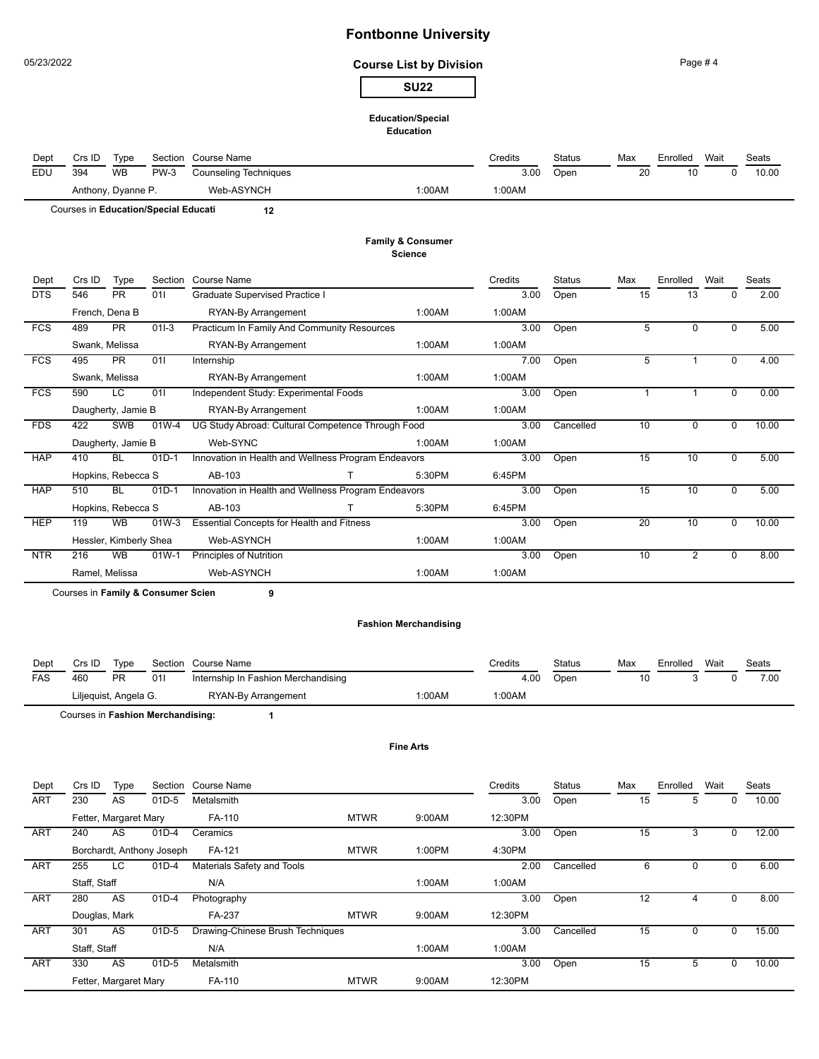# Fontbonne University

05/23/2022

## Course List by Division

**SU22**

### Education/Special Education

| Dept | Crs ID | Type | Section | Course Name | | | Credits | Status | Max | Enrolled | Wait | Seats |
|---|---|---|---|---|---|---|---|---|---|---|---|---|
| EDU | 394 | WB | PW-3 | Counseling Techniques | | | 3.00 | Open | 20 | 10 | 0 | 10.00 |
| | Anthony, Dyanne P. | | | Web-ASYNCH | | 1:00AM | 1:00AM | | | | | |

Courses in **Education/Special Educati** **12**

### Family & Consumer Science

| Dept | Crs ID | Type | Section | Course Name | | | Credits | Status | Max | Enrolled | Wait | Seats |
|---|---|---|---|---|---|---|---|---|---|---|---|---|
| DTS | 546 | PR | 01I | Graduate Supervised Practice I | | | 3.00 | Open | 15 | 13 | 0 | 2.00 |
| | French, Dena B | | | RYAN-By Arrangement | | 1:00AM | 1:00AM | | | | | |
| FCS | 489 | PR | 01I-3 | Practicum In Family And Community Resources | | | 3.00 | Open | 5 | 0 | 0 | 5.00 |
| | Swank, Melissa | | | RYAN-By Arrangement | | 1:00AM | 1:00AM | | | | | |
| FCS | 495 | PR | 01I | Internship | | | 7.00 | Open | 5 | 1 | 0 | 4.00 |
| | Swank, Melissa | | | RYAN-By Arrangement | | 1:00AM | 1:00AM | | | | | |
| FCS | 590 | LC | 01I | Independent Study: Experimental Foods | | | 3.00 | Open | 1 | 1 | 0 | 0.00 |
| | Daugherty, Jamie B | | | RYAN-By Arrangement | | 1:00AM | 1:00AM | | | | | |
| FDS | 422 | SWB | 01W-4 | UG Study Abroad: Cultural Competence Through Food | | | 3.00 | Cancelled | 10 | 0 | 0 | 10.00 |
| | Daugherty, Jamie B | | | Web-SYNC | | 1:00AM | 1:00AM | | | | | |
| HAP | 410 | BL | 01D-1 | Innovation in Health and Wellness Program Endeavors | | | 3.00 | Open | 15 | 10 | 0 | 5.00 |
| | Hopkins, Rebecca S | | | AB-103 | T | 5:30PM | 6:45PM | | | | | |
| HAP | 510 | BL | 01D-1 | Innovation in Health and Wellness Program Endeavors | | | 3.00 | Open | 15 | 10 | 0 | 5.00 |
| | Hopkins, Rebecca S | | | AB-103 | T | 5:30PM | 6:45PM | | | | | |
| HEP | 119 | WB | 01W-3 | Essential Concepts for Health and Fitness | | | 3.00 | Open | 20 | 10 | 0 | 10.00 |
| | Hessler, Kimberly Shea | | | Web-ASYNCH | | 1:00AM | 1:00AM | | | | | |
| NTR | 216 | WB | 01W-1 | Principles of Nutrition | | | 3.00 | Open | 10 | 2 | 0 | 8.00 |
| | Ramel, Melissa | | | Web-ASYNCH | | 1:00AM | 1:00AM | | | | | |

Courses in **Family & Consumer Scien** **9**

### Fashion Merchandising

| Dept | Crs ID | Type | Section | Course Name | | | Credits | Status | Max | Enrolled | Wait | Seats |
|---|---|---|---|---|---|---|---|---|---|---|---|---|
| FAS | 460 | PR | 01I | Internship In Fashion Merchandising | | | 4.00 | Open | 10 | 3 | 0 | 7.00 |
| | Liljequist, Angela G. | | | RYAN-By Arrangement | | 1:00AM | 1:00AM | | | | | |

Courses in **Fashion Merchandising:** **1**

### Fine Arts

| Dept | Crs ID | Type | Section | Course Name | | | Credits | Status | Max | Enrolled | Wait | Seats |
|---|---|---|---|---|---|---|---|---|---|---|---|---|
| ART | 230 | AS | 01D-5 | Metalsmith | | | 3.00 | Open | 15 | 5 | 0 | 10.00 |
| | Fetter, Margaret Mary | | | FA-110 | MTWR | 9:00AM | 12:30PM | | | | | |
| ART | 240 | AS | 01D-4 | Ceramics | | | 3.00 | Open | 15 | 3 | 0 | 12.00 |
| | Borchardt, Anthony Joseph | | | FA-121 | MTWR | 1:00PM | 4:30PM | | | | | |
| ART | 255 | LC | 01D-4 | Materials Safety and Tools | | | 2.00 | Cancelled | 6 | 0 | 0 | 6.00 |
| | Staff, Staff | | | N/A | | 1:00AM | 1:00AM | | | | | |
| ART | 280 | AS | 01D-4 | Photography | | | 3.00 | Open | 12 | 4 | 0 | 8.00 |
| | Douglas, Mark | | | FA-237 | MTWR | 9:00AM | 12:30PM | | | | | |
| ART | 301 | AS | 01D-5 | Drawing-Chinese Brush Techniques | | | 3.00 | Cancelled | 15 | 0 | 0 | 15.00 |
| | Staff, Staff | | | N/A | | 1:00AM | 1:00AM | | | | | |
| ART | 330 | AS | 01D-5 | Metalsmith | | | 3.00 | Open | 15 | 5 | 0 | 10.00 |
| | Fetter, Margaret Mary | | | FA-110 | MTWR | 9:00AM | 12:30PM | | | | | |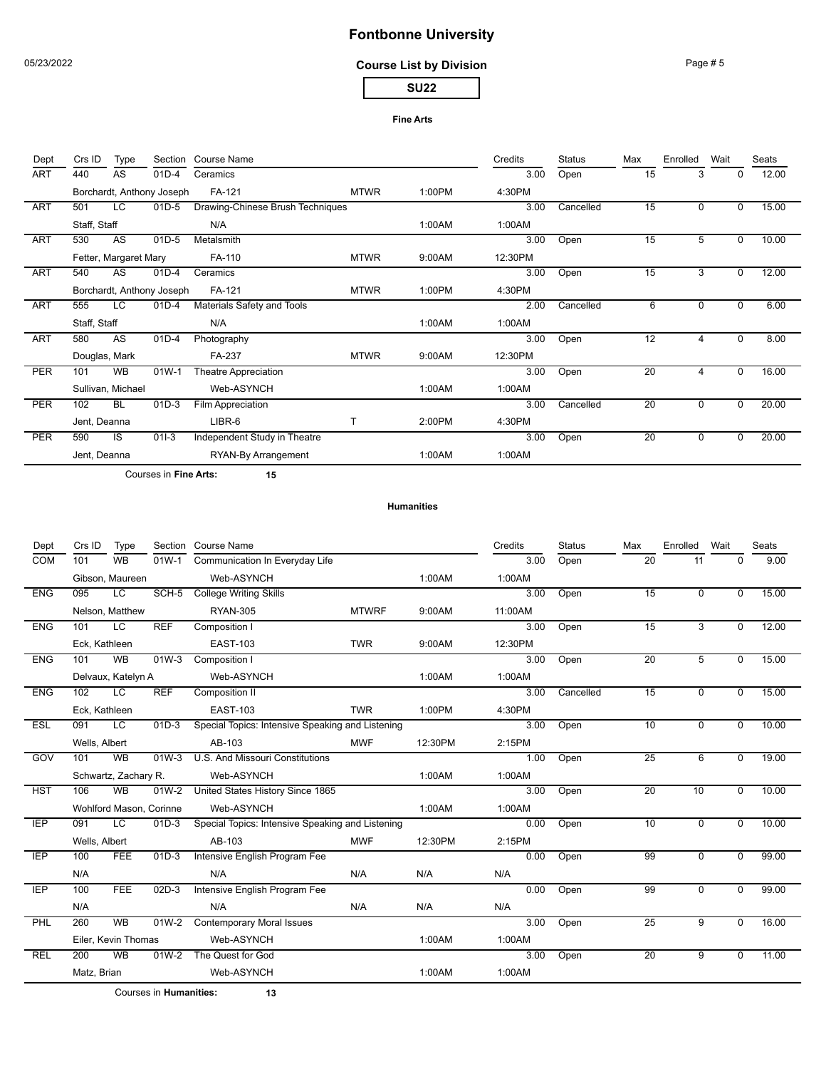# Fontbonne University

## Course List by Division

**SU22**

### Fine Arts

| Dept | Crs ID | Type | Section | Course Name | | | | Credits | Status | Max | Enrolled | Wait | Seats |
|---|---|---|---|---|---|---|---|---|---|---|---|---|---|
| ART | 440 | AS | 01D-4 | Ceramics | | | | 3.00 | Open | 15 | 3 | 0 | 12.00 |
| | Borchardt, Anthony Joseph | | | FA-121 | MTWR | 1:00PM | 4:30PM | | | | | | |
| ART | 501 | LC | 01D-5 | Drawing-Chinese Brush Techniques | | | | 3.00 | Cancelled | 15 | 0 | 0 | 15.00 |
| | Staff, Staff | | | N/A | | 1:00AM | 1:00AM | | | | | | |
| ART | 530 | AS | 01D-5 | Metalsmith | | | | 3.00 | Open | 15 | 5 | 0 | 10.00 |
| | Fetter, Margaret Mary | | | FA-110 | MTWR | 9:00AM | 12:30PM | | | | | | |
| ART | 540 | AS | 01D-4 | Ceramics | | | | 3.00 | Open | 15 | 3 | 0 | 12.00 |
| | Borchardt, Anthony Joseph | | | FA-121 | MTWR | 1:00PM | 4:30PM | | | | | | |
| ART | 555 | LC | 01D-4 | Materials Safety and Tools | | | | 2.00 | Cancelled | 6 | 0 | 0 | 6.00 |
| | Staff, Staff | | | N/A | | 1:00AM | 1:00AM | | | | | | |
| ART | 580 | AS | 01D-4 | Photography | | | | 3.00 | Open | 12 | 4 | 0 | 8.00 |
| | Douglas, Mark | | | FA-237 | MTWR | 9:00AM | 12:30PM | | | | | | |
| PER | 101 | WB | 01W-1 | Theatre Appreciation | | | | 3.00 | Open | 20 | 4 | 0 | 16.00 |
| | Sullivan, Michael | | | Web-ASYNCH | | 1:00AM | 1:00AM | | | | | | |
| PER | 102 | BL | 01D-3 | Film Appreciation | | | | 3.00 | Cancelled | 20 | 0 | 0 | 20.00 |
| | Jent, Deanna | | | LIBR-6 | T | 2:00PM | 4:30PM | | | | | | |
| PER | 590 | IS | 01I-3 | Independent Study in Theatre | | | | 3.00 | Open | 20 | 0 | 0 | 20.00 |
| | Jent, Deanna | | | RYAN-By Arrangement | | 1:00AM | 1:00AM | | | | | | |

Courses in **Fine Arts:** **15**

### Humanities

| Dept | Crs ID | Type | Section | Course Name | | | | Credits | Status | Max | Enrolled | Wait | Seats |
|---|---|---|---|---|---|---|---|---|---|---|---|---|---|
| COM | 101 | WB | 01W-1 | Communication In Everyday Life | | | | 3.00 | Open | 20 | 11 | 0 | 9.00 |
| | Gibson, Maureen | | | Web-ASYNCH | | 1:00AM | 1:00AM | | | | | | |
| ENG | 095 | LC | SCH-5 | College Writing Skills | | | | 3.00 | Open | 15 | 0 | 0 | 15.00 |
| | Nelson, Matthew | | | RYAN-305 | MTWRF | 9:00AM | 11:00AM | | | | | | |
| ENG | 101 | LC | REF | Composition I | | | | 3.00 | Open | 15 | 3 | 0 | 12.00 |
| | Eck, Kathleen | | | EAST-103 | TWR | 9:00AM | 12:30PM | | | | | | |
| ENG | 101 | WB | 01W-3 | Composition I | | | | 3.00 | Open | 20 | 5 | 0 | 15.00 |
| | Delvaux, Katelyn A | | | Web-ASYNCH | | 1:00AM | 1:00AM | | | | | | |
| ENG | 102 | LC | REF | Composition II | | | | 3.00 | Cancelled | 15 | 0 | 0 | 15.00 |
| | Eck, Kathleen | | | EAST-103 | TWR | 1:00PM | 4:30PM | | | | | | |
| ESL | 091 | LC | 01D-3 | Special Topics: Intensive Speaking and Listening | | | | 3.00 | Open | 10 | 0 | 0 | 10.00 |
| | Wells, Albert | | | AB-103 | MWF | 12:30PM | 2:15PM | | | | | | |
| GOV | 101 | WB | 01W-3 | U.S. And Missouri Constitutions | | | | 1.00 | Open | 25 | 6 | 0 | 19.00 |
| | Schwartz, Zachary R. | | | Web-ASYNCH | | 1:00AM | 1:00AM | | | | | | |
| HST | 106 | WB | 01W-2 | United States History Since 1865 | | | | 3.00 | Open | 20 | 10 | 0 | 10.00 |
| | Wohlford Mason, Corinne | | | Web-ASYNCH | | 1:00AM | 1:00AM | | | | | | |
| IEP | 091 | LC | 01D-3 | Special Topics: Intensive Speaking and Listening | | | | 0.00 | Open | 10 | 0 | 0 | 10.00 |
| | Wells, Albert | | | AB-103 | MWF | 12:30PM | 2:15PM | | | | | | |
| IEP | 100 | FEE | 01D-3 | Intensive English Program Fee | | | | 0.00 | Open | 99 | 0 | 0 | 99.00 |
| | N/A | | | N/A | N/A | N/A | N/A | | | | | | |
| IEP | 100 | FEE | 02D-3 | Intensive English Program Fee | | | | 0.00 | Open | 99 | 0 | 0 | 99.00 |
| | N/A | | | N/A | N/A | N/A | N/A | | | | | | |
| PHL | 260 | WB | 01W-2 | Contemporary Moral Issues | | | | 3.00 | Open | 25 | 9 | 0 | 16.00 |
| | Eiler, Kevin Thomas | | | Web-ASYNCH | | 1:00AM | 1:00AM | | | | | | |
| REL | 200 | WB | 01W-2 | The Quest for God | | | | 3.00 | Open | 20 | 9 | 0 | 11.00 |
| | Matz, Brian | | | Web-ASYNCH | | 1:00AM | 1:00AM | | | | | | |

Courses in **Humanities:** **13**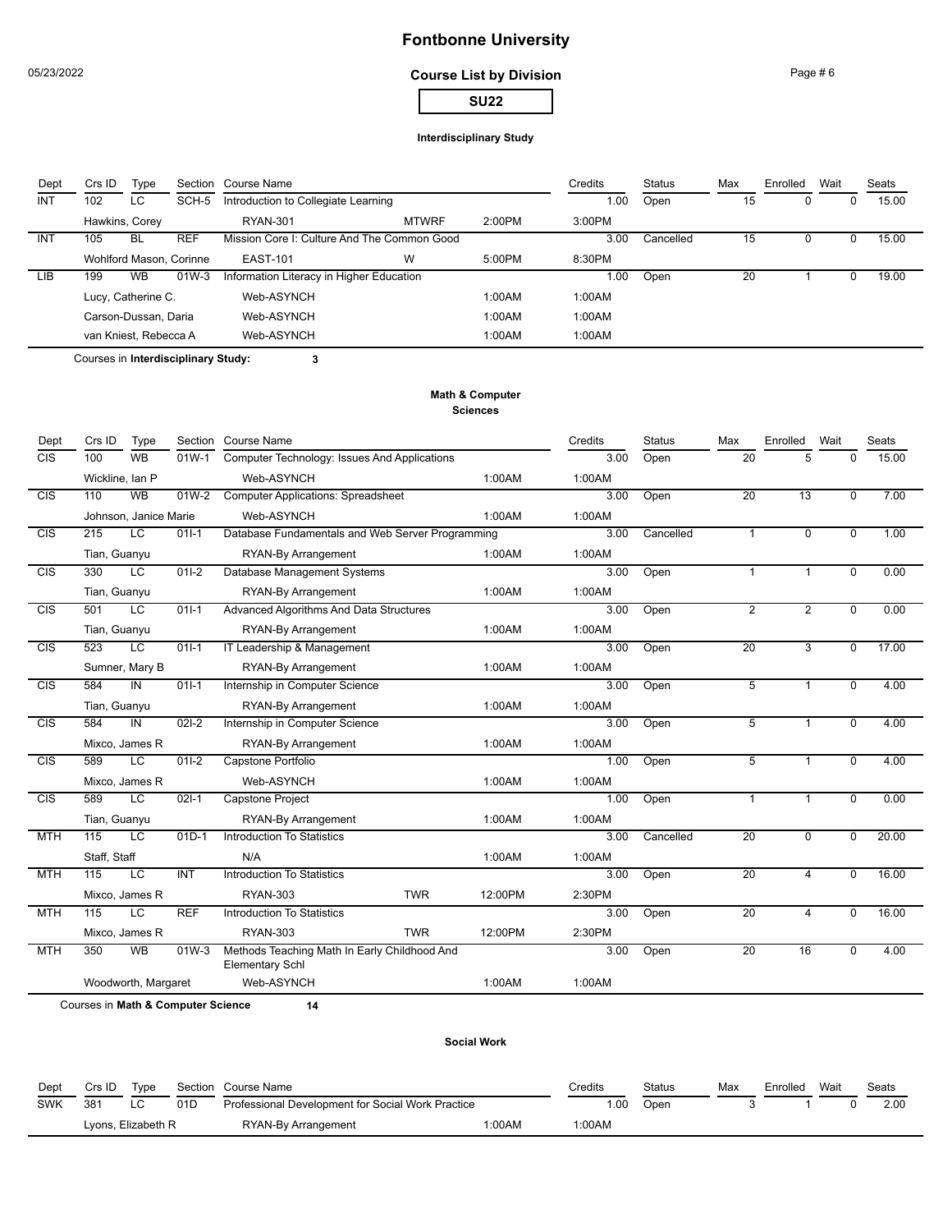# Fontbonne University

## Course List by Division

**SU22**

### Interdisciplinary Study

| Dept | Crs ID | Type | Section | Course Name | | | Credits | Status | Max | Enrolled | Wait | Seats |
|---|---|---|---|---|---|---|---|---|---|---|---|---|
| INT | 102 | LC | SCH-5 | Introduction to Collegiate Learning | | | 1.00 | Open | 15 | 0 | 0 | 15.00 |
| | Hawkins, Corey | | | RYAN-301 | MTWRF | 2:00PM | 3:00PM | | | | | |
| INT | 105 | BL | REF | Mission Core I: Culture And The Common Good | | | 3.00 | Cancelled | 15 | 0 | 0 | 15.00 |
| | Wohlford Mason, Corinne | | | EAST-101 | W | 5:00PM | 8:30PM | | | | | |
| LIB | 199 | WB | 01W-3 | Information Literacy in Higher Education | | | 1.00 | Open | 20 | 1 | 0 | 19.00 |
| | Lucy, Catherine C. | | | Web-ASYNCH | | 1:00AM | 1:00AM | | | | | |
| | Carson-Dussan, Daria | | | Web-ASYNCH | | 1:00AM | 1:00AM | | | | | |
| | van Kniest, Rebecca A | | | Web-ASYNCH | | 1:00AM | 1:00AM | | | | | |

Courses in **Interdisciplinary Study:** 3

### Math & Computer Sciences

| Dept | Crs ID | Type | Section | Course Name | | | Credits | Status | Max | Enrolled | Wait | Seats |
|---|---|---|---|---|---|---|---|---|---|---|---|---|
| CIS | 100 | WB | 01W-1 | Computer Technology: Issues And Applications | | | 3.00 | Open | 20 | 5 | 0 | 15.00 |
| | Wickline, Ian P | | | Web-ASYNCH | | 1:00AM | 1:00AM | | | | | |
| CIS | 110 | WB | 01W-2 | Computer Applications: Spreadsheet | | | 3.00 | Open | 20 | 13 | 0 | 7.00 |
| | Johnson, Janice Marie | | | Web-ASYNCH | | 1:00AM | 1:00AM | | | | | |
| CIS | 215 | LC | 01I-1 | Database Fundamentals and Web Server Programming | | | 3.00 | Cancelled | 1 | 0 | 0 | 1.00 |
| | Tian, Guanyu | | | RYAN-By Arrangement | | 1:00AM | 1:00AM | | | | | |
| CIS | 330 | LC | 01I-2 | Database Management Systems | | | 3.00 | Open | 1 | 1 | 0 | 0.00 |
| | Tian, Guanyu | | | RYAN-By Arrangement | | 1:00AM | 1:00AM | | | | | |
| CIS | 501 | LC | 01I-1 | Advanced Algorithms And Data Structures | | | 3.00 | Open | 2 | 2 | 0 | 0.00 |
| | Tian, Guanyu | | | RYAN-By Arrangement | | 1:00AM | 1:00AM | | | | | |
| CIS | 523 | LC | 01I-1 | IT Leadership & Management | | | 3.00 | Open | 20 | 3 | 0 | 17.00 |
| | Sumner, Mary B | | | RYAN-By Arrangement | | 1:00AM | 1:00AM | | | | | |
| CIS | 584 | IN | 01I-1 | Internship in Computer Science | | | 3.00 | Open | 5 | 1 | 0 | 4.00 |
| | Tian, Guanyu | | | RYAN-By Arrangement | | 1:00AM | 1:00AM | | | | | |
| CIS | 584 | IN | 02I-2 | Internship in Computer Science | | | 3.00 | Open | 5 | 1 | 0 | 4.00 |
| | Mixco, James R | | | RYAN-By Arrangement | | 1:00AM | 1:00AM | | | | | |
| CIS | 589 | LC | 01I-2 | Capstone Portfolio | | | 1.00 | Open | 5 | 1 | 0 | 4.00 |
| | Mixco, James R | | | Web-ASYNCH | | 1:00AM | 1:00AM | | | | | |
| CIS | 589 | LC | 02I-1 | Capstone Project | | | 1.00 | Open | 1 | 1 | 0 | 0.00 |
| | Tian, Guanyu | | | RYAN-By Arrangement | | 1:00AM | 1:00AM | | | | | |
| MTH | 115 | LC | 01D-1 | Introduction To Statistics | | | 3.00 | Cancelled | 20 | 0 | 0 | 20.00 |
| | Staff, Staff | | | N/A | | 1:00AM | 1:00AM | | | | | |
| MTH | 115 | LC | INT | Introduction To Statistics | | | 3.00 | Open | 20 | 4 | 0 | 16.00 |
| | Mixco, James R | | | RYAN-303 | TWR | 12:00PM | 2:30PM | | | | | |
| MTH | 115 | LC | REF | Introduction To Statistics | | | 3.00 | Open | 20 | 4 | 0 | 16.00 |
| | Mixco, James R | | | RYAN-303 | TWR | 12:00PM | 2:30PM | | | | | |
| MTH | 350 | WB | 01W-3 | Methods Teaching Math In Early Childhood And Elementary Schl | | | 3.00 | Open | 20 | 16 | 0 | 4.00 |
| | Woodworth, Margaret | | | Web-ASYNCH | | 1:00AM | 1:00AM | | | | | |

Courses in **Math & Computer Science** 14

### Social Work

| Dept | Crs ID | Type | Section | Course Name | | | Credits | Status | Max | Enrolled | Wait | Seats |
|---|---|---|---|---|---|---|---|---|---|---|---|---|
| SWK | 381 | LC | 01D | Professional Development for Social Work Practice | | | 1.00 | Open | 3 | 1 | 0 | 2.00 |
| | Lyons, Elizabeth R | | | RYAN-By Arrangement | | 1:00AM | 1:00AM | | | | | |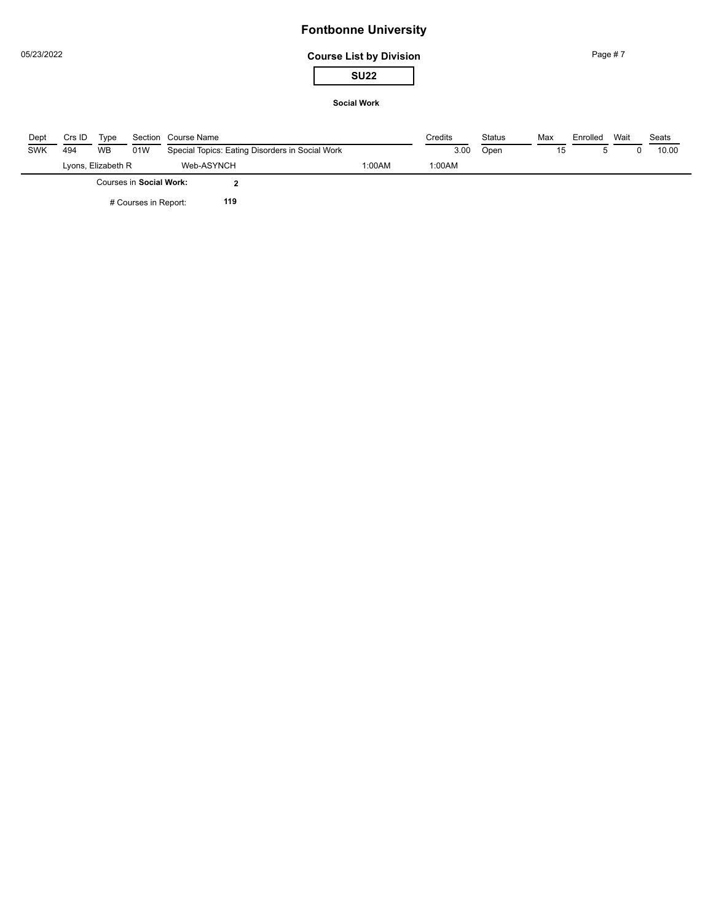# Fontbonne University

05/23/2022

## Course List by Division

**SU22**

### Social Work

| Dept | Crs ID | Type | Section | Course Name | | Credits | Status | Max | Enrolled | Wait | Seats |
|---|---|---|---|---|---|---|---|---|---|---|---|
| SWK | 494 | WB | 01W | Special Topics: Eating Disorders in Social Work | | 3.00 | Open | 15 | 5 | 0 | 10.00 |
| | Lyons, Elizabeth R | | | Web-ASYNCH | 1:00AM | 1:00AM | | | | | |

Courses in **Social Work**: **2**

# Courses in Report: **119**